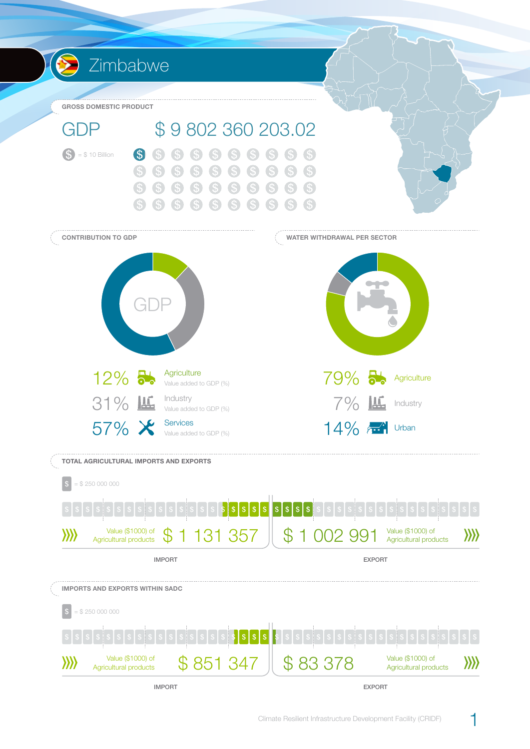# Zimbabwe

## GROSS DOMESTIC PRODUCT

**GDP** $ 9 802 360 203.02

$ = $ 10 Billion

## CONTRIBUTION TO GDP

| % | Sector |
|---|---|
| 12% | Agriculture — Value added to GDP (%) |
| 31% | Industry — Value added to GDP (%) |
| 57% | Services — Value added to GDP (%) |

## WATER WITHDRAWAL PER SECTOR

| % | Sector |
|---|---|
| 79% | Agriculture |
| 7% | Industry |
| 14% | Urban |

## TOTAL AGRICULTURAL IMPORTS AND EXPORTS

$ = $ 250 000 000

| | Value ($1000) of Agricultural products |
|---|---|
| IMPORT | $ 1 131 357 |
| EXPORT | $ 1 002 991 |

## IMPORTS AND EXPORTS WITHIN SADC

$ = $ 250 000 000

| | Value ($1000) of Agricultural products |
|---|---|
| IMPORT | $ 851 347 |
| EXPORT | $ 83 378 |

Climate Resilient Infrastructure Development Facility (CRIDF)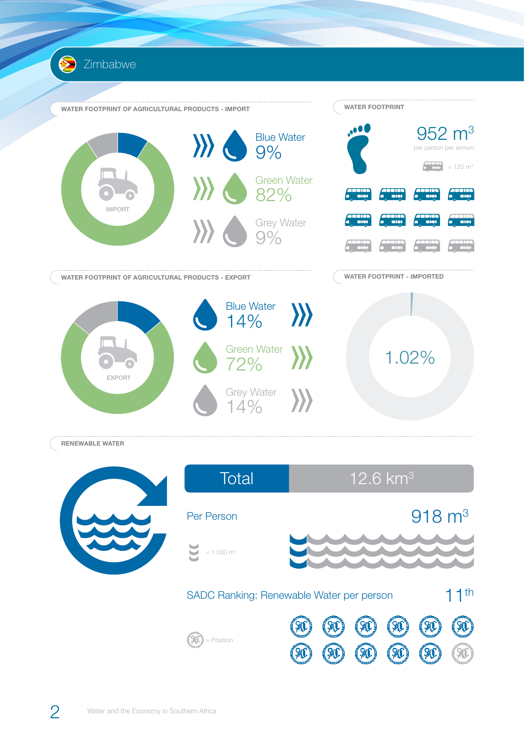# Zimbabwe

## WATER FOOTPRINT OF AGRICULTURAL PRODUCTS - IMPORT

IMPORT

Blue Water 9%

Green Water 82%

Grey Water 9%

## WATER FOOTPRINT

952 $m^3$

per person per annum

= 125 $m^3$

## WATER FOOTPRINT OF AGRICULTURAL PRODUCTS - EXPORT

EXPORT

Blue Water 14%

Green Water 72%

Grey Water 14%

## WATER FOOTPRINT - IMPORTED

1.02%

## RENEWABLE WATER

| Total | 12.6 $km^3$ |
|---|---|

Per Person 918 $m^3$

= 1 000 $m^3$

SADC Ranking: Renewable Water per person 11th

= Position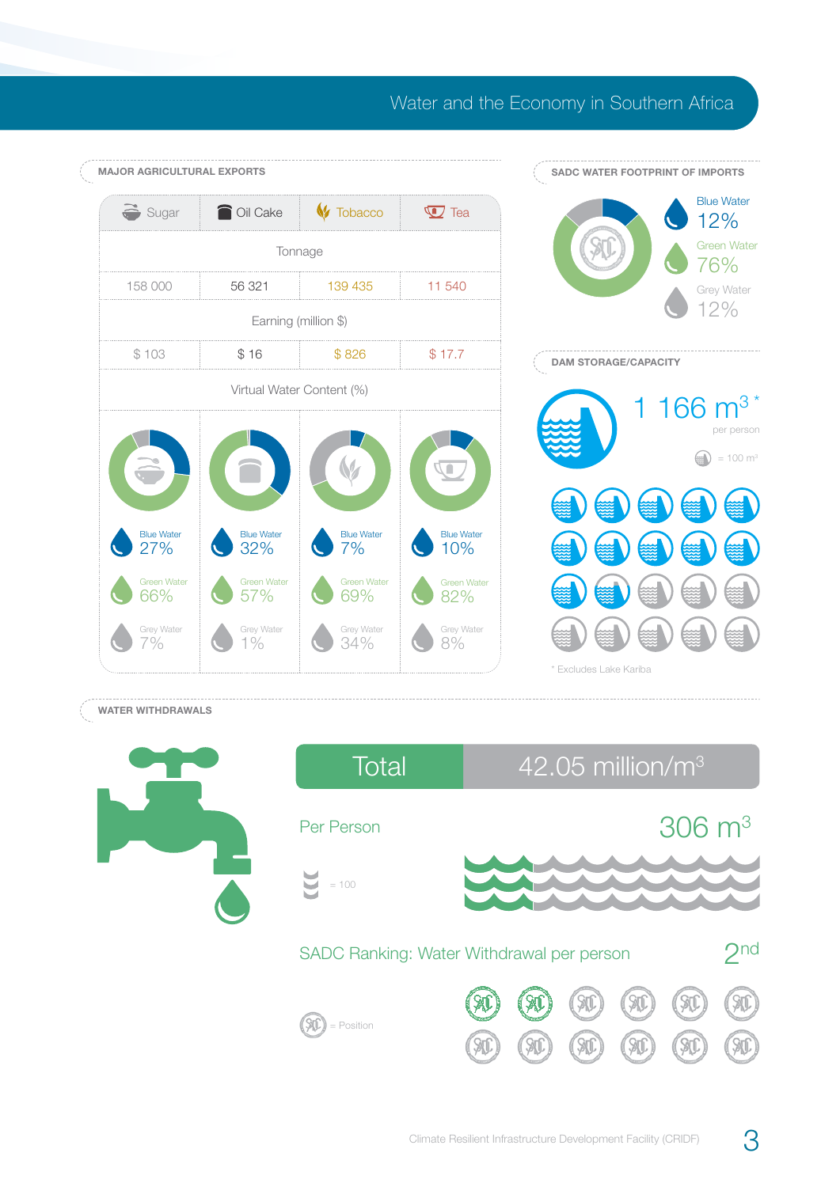# Water and the Economy in Southern Africa

## MAJOR AGRICULTURAL EXPORTS

| | Sugar | Oil Cake | Tobacco | Tea |
|---|---|---|---|---|
| **Tonnage** | 158 000 | 56 321 | 139 435 | 11 540 |
| **Earning (million $)** | $ 103 | $ 16 | $ 826 | $ 17.7 |
| **Virtual Water Content (%)** | | | | |
| Blue Water | 27% | 32% | 7% | 10% |
| Green Water | 66% | 57% | 69% | 82% |
| Grey Water | 7% | 1% | 34% | 8% |

## SADC WATER FOOTPRINT OF IMPORTS

- Blue Water 12%
- Green Water 76%
- Grey Water 12%

## DAM STORAGE/CAPACITY

1 166 $m^3$ * per person

= 100 $m^3$

* Excludes Lake Kariba

## WATER WITHDRAWALS

Total 42.05 million/$m^3$

Per Person 306 $m^3$

= 100

SADC Ranking: Water Withdrawal per person 2nd

= Position

Climate Resilient Infrastructure Development Facility (CRIDF)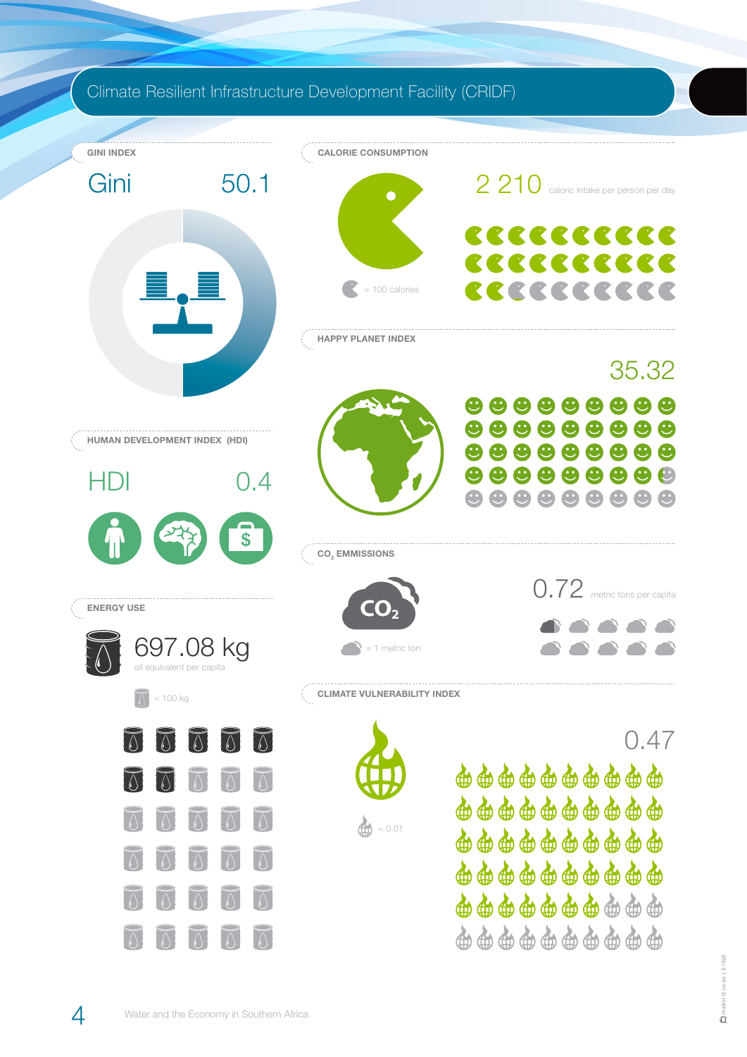# Climate Resilient Infrastructure Development Facility (CRIDF)

## GINI INDEX

Gini 50.1

## HUMAN DEVELOPMENT INDEX (HDI)

HDI 0.4

## ENERGY USE

697.08 kg
oil equivalent per capita

= 100 kg

## CALORIE CONSUMPTION

2 210 caloric intake per person per day

= 100 calories

## HAPPY PLANET INDEX

35.32

## $CO_2$ EMMISSIONS

0.72 metric tons per capita

= 1 metric ton

## CLIMATE VULNERABILITY INDEX

0.47

= 0.01

Water and the Economy in Southern Africa